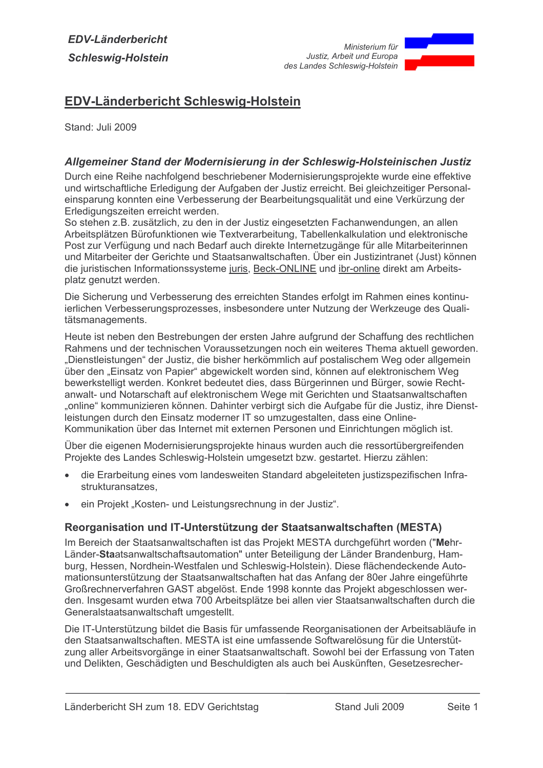# EDV-Länderbericht Schleswig-Holstein

Stand: Juli 2009

### *Allgemeiner Stand der Modernisierung in der Schleswig-Holsteinischen Justiz*

Durch eine Reihe nachfolgend beschriebener Modernisierungsprojekte wurde eine effektive und wirtschaftliche Erledigung der Aufgaben der Justiz erreicht. Bei gleichzeitiger Personaleinsparung konnten eine Verbesserung der Bearbeitungsqualität und eine Verkürzung der Erledigungszeiten erreicht werden.
So stehen z.B. zusätzlich, zu den in der Justiz eingesetzten Fachanwendungen, an allen Arbeitsplätzen Bürofunktionen wie Textverarbeitung, Tabellenkalkulation und elektronische Post zur Verfügung und nach Bedarf auch direkte Internetzugänge für alle Mitarbeiterinnen und Mitarbeiter der Gerichte und Staatsanwaltschaften. Über ein Justizintranet (Just) können die juristischen Informationssysteme juris, Beck-ONLINE und ibr-online direkt am Arbeitsplatz genutzt werden.

Die Sicherung und Verbesserung des erreichten Standes erfolgt im Rahmen eines kontinuierlichen Verbesserungsprozesses, insbesondere unter Nutzung der Werkzeuge des Qualitätsmanagements.

Heute ist neben den Bestrebungen der ersten Jahre aufgrund der Schaffung des rechtlichen Rahmens und der technischen Voraussetzungen noch ein weiteres Thema aktuell geworden. „Dienstleistungen" der Justiz, die bisher herkömmlich auf postalischem Weg oder allgemein über den „Einsatz von Papier" abgewickelt worden sind, können auf elektronischem Weg bewerkstelligt werden. Konkret bedeutet dies, dass Bürgerinnen und Bürger, sowie Rechtanwalt- und Notarschaft auf elektronischem Wege mit Gerichten und Staatsanwaltschaften „online" kommunizieren können. Dahinter verbirgt sich die Aufgabe für die Justiz, ihre Dienstleistungen durch den Einsatz moderner IT so umzugestalten, dass eine Online-Kommunikation über das Internet mit externen Personen und Einrichtungen möglich ist.

Über die eigenen Modernisierungsprojekte hinaus wurden auch die ressortübergreifenden Projekte des Landes Schleswig-Holstein umgesetzt bzw. gestartet. Hierzu zählen:

- die Erarbeitung eines vom landesweiten Standard abgeleiteten justizspezifischen Infrastrukturansatzes,
- ein Projekt „Kosten- und Leistungsrechnung in der Justiz".

### Reorganisation und IT-Unterstützung der Staatsanwaltschaften (MESTA)

Im Bereich der Staatsanwaltschaften ist das Projekt MESTA durchgeführt worden ("**Me**hr-Länder-**Sta**atsanwaltschaftsautomation" unter Beteiligung der Länder Brandenburg, Hamburg, Hessen, Nordhein-Westfalen und Schleswig-Holstein). Diese flächendeckende Automationsunterstützung der Staatsanwaltschaften hat das Anfang der 80er Jahre eingeführte Großrechnerverfahren GAST abgelöst. Ende 1998 konnte das Projekt abgeschlossen werden. Insgesamt wurden etwa 700 Arbeitsplätze bei allen vier Staatsanwaltschaften durch die Generalstaatsanwaltschaft umgestellt.

Die IT-Unterstützung bildet die Basis für umfassende Reorganisationen der Arbeitsabläufe in den Staatsanwaltschaften. MESTA ist eine umfassende Softwarelösung für die Unterstützung aller Arbeitsvorgänge in einer Staatsanwaltschaft. Sowohl bei der Erfassung von Taten und Delikten, Geschädigten und Beschuldigten als auch bei Auskünften, Gesetzesrecher-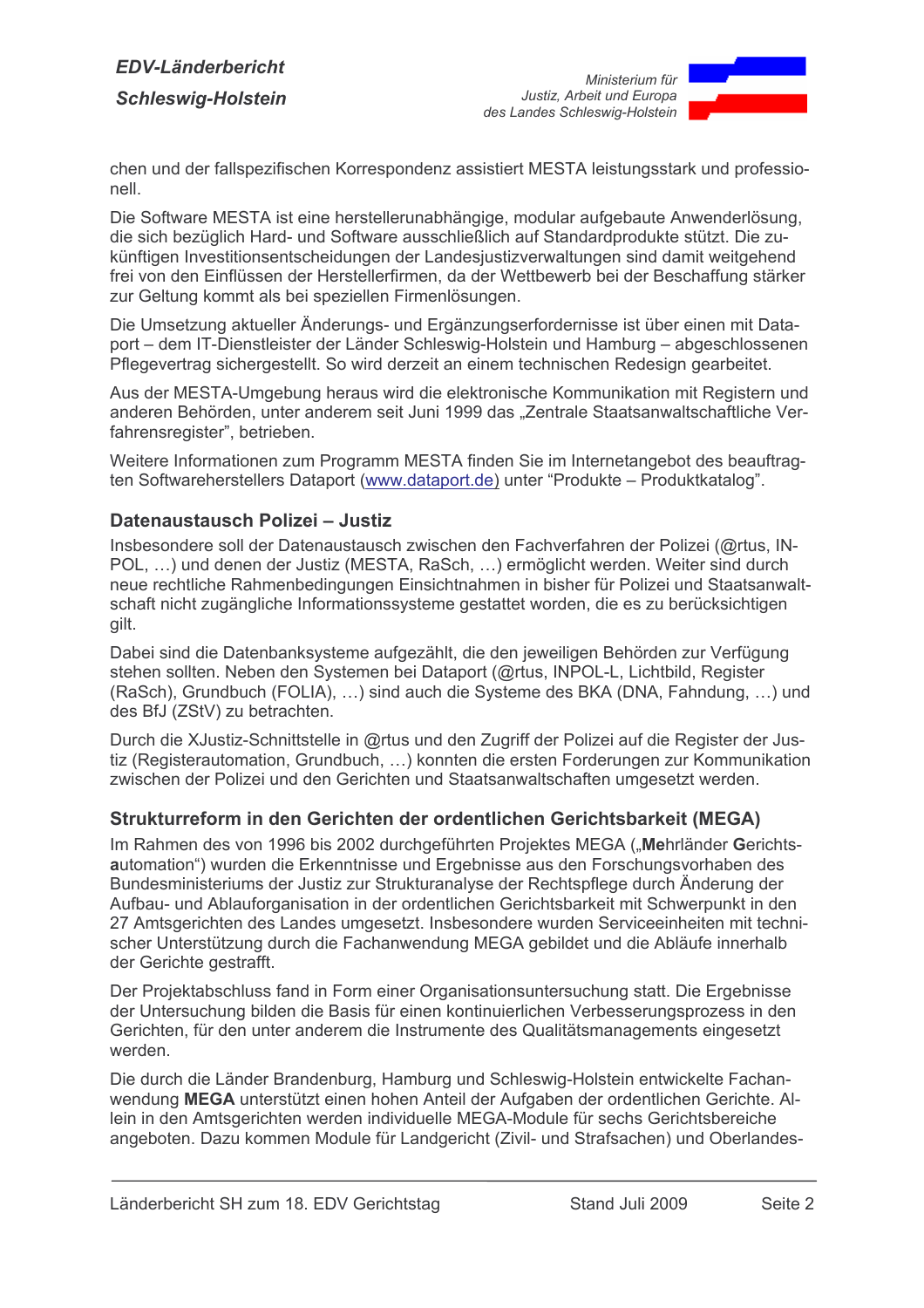chen und der fallspezifischen Korrespondenz assistiert MESTA leistungsstark und professionell.

Die Software MESTA ist eine herstellerunabhängige, modular aufgebaute Anwenderlösung, die sich bezüglich Hard- und Software ausschließlich auf Standardprodukte stützt. Die zukünftigen Investitionsentscheidungen der Landesjustizverwaltungen sind damit weitgehend frei von den Einflüssen der Herstellerfirmen, da der Wettbewerb bei der Beschaffung stärker zur Geltung kommt als bei speziellen Firmenlösungen.

Die Umsetzung aktueller Änderungs- und Ergänzungserfordernisse ist über einen mit Dataport – dem IT-Dienstleister der Länder Schleswig-Holstein und Hamburg – abgeschlossenen Pflegevertrag sichergestellt. So wird derzeit an einem technischen Redesign gearbeitet.

Aus der MESTA-Umgebung heraus wird die elektronische Kommunikation mit Registern und anderen Behörden, unter anderem seit Juni 1999 das „Zentrale Staatsanwaltschaftliche Verfahrensregister", betrieben.

Weitere Informationen zum Programm MESTA finden Sie im Internetangebot des beauftragten Softwareherstellers Dataport (www.dataport.de) unter "Produkte – Produktkatalog".

### Datenaustausch Polizei – Justiz

Insbesondere soll der Datenaustausch zwischen den Fachverfahren der Polizei (@rtus, INPOL, …) und denen der Justiz (MESTA, RaSch, …) ermöglicht werden. Weiter sind durch neue rechtliche Rahmenbedingungen Einsichtnahmen in bisher für Polizei und Staatsanwaltschaft nicht zugängliche Informationssysteme gestattet worden, die es zu berücksichtigen gilt.

Dabei sind die Datenbanksysteme aufgezählt, die den jeweiligen Behörden zur Verfügung stehen sollten. Neben den Systemen bei Dataport (@rtus, INPOL-L, Lichtbild, Register (RaSch), Grundbuch (FOLIA), …) sind auch die Systeme des BKA (DNA, Fahndung, …) und des BfJ (ZStV) zu betrachten.

Durch die XJustiz-Schnittstelle in @rtus und den Zugriff der Polizei auf die Register der Justiz (Registerautomation, Grundbuch, …) konnten die ersten Forderungen zur Kommunikation zwischen der Polizei und den Gerichten und Staatsanwaltschaften umgesetzt werden.

### Strukturreform in den Gerichten der ordentlichen Gerichtsbarkeit (MEGA)

Im Rahmen des von 1996 bis 2002 durchgeführten Projektes MEGA („**Me**hrländer **G**erichts**a**utomation") wurden die Erkenntnisse und Ergebnisse aus den Forschungsvorhaben des Bundesministeriums der Justiz zur Strukturanalyse der Rechtspflege durch Änderung der Aufbau- und Ablauforganisation in der ordentlichen Gerichtsbarkeit mit Schwerpunkt in den 27 Amtsgerichten des Landes umgesetzt. Insbesondere wurden Serviceeinheiten mit technischer Unterstützung durch die Fachanwendung MEGA gebildet und die Abläufe innerhalb der Gerichte gestrafft.

Der Projektabschluss fand in Form einer Organisationsuntersuchung statt. Die Ergebnisse der Untersuchung bilden die Basis für einen kontinuierlichen Verbesserungsprozess in den Gerichten, für den unter anderem die Instrumente des Qualitätsmanagements eingesetzt werden.

Die durch die Länder Brandenburg, Hamburg und Schleswig-Holstein entwickelte Fachanwendung **MEGA** unterstützt einen hohen Anteil der Aufgaben der ordentlichen Gerichte. Allein in den Amtsgerichten werden individuelle MEGA-Module für sechs Gerichtsbereiche angeboten. Dazu kommen Module für Landgericht (Zivil- und Strafsachen) und Oberlandes-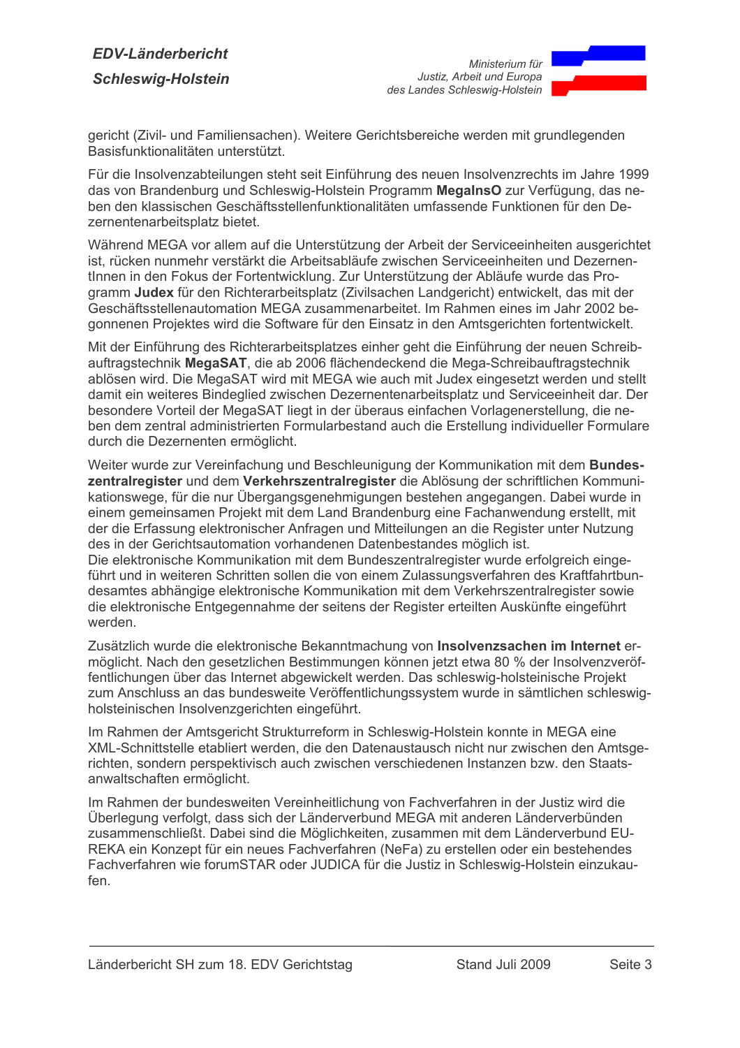gericht (Zivil- und Familiensachen). Weitere Gerichtsbereiche werden mit grundlegenden Basisfunktionalitäten unterstützt.

Für die Insolvenzabteilungen steht seit Einführung des neuen Insolvenzrechts im Jahre 1999 das von Brandenburg und Schleswig-Holstein Programm **MegaInsO** zur Verfügung, das neben den klassischen Geschäftsstellenfunktionalitäten umfassende Funktionen für den Dezernentenarbeitsplatz bietet.

Während MEGA vor allem auf die Unterstützung der Arbeit der Serviceeinheiten ausgerichtet ist, rücken nunmehr verstärkt die Arbeitsabläufe zwischen Serviceeinheiten und DezernentInnen in den Fokus der Fortentwicklung. Zur Unterstützung der Abläufe wurde das Programm **Judex** für den Richterarbeitsplatz (Zivilsachen Landgericht) entwickelt, das mit der Geschäftsstellenautomation MEGA zusammenarbeitet. Im Rahmen eines im Jahr 2002 begonnenen Projektes wird die Software für den Einsatz in den Amtsgerichten fortentwickelt.

Mit der Einführung des Richterarbeitsplatzes einher geht die Einführung der neuen Schreibauftragstechnik **MegaSAT**, die ab 2006 flächendeckend die Mega-Schreibauftragstechnik ablösen wird. Die MegaSAT wird mit MEGA wie auch mit Judex eingesetzt werden und stellt damit ein weiteres Bindeglied zwischen Dezernentenarbeitsplatz und Serviceeinheit dar. Der besondere Vorteil der MegaSAT liegt in der überaus einfachen Vorlagenerstellung, die neben dem zentral administrierten Formularbestand auch die Erstellung individueller Formulare durch die Dezernenten ermöglicht.

Weiter wurde zur Vereinfachung und Beschleunigung der Kommunikation mit dem **Bundeszentralregister** und dem **Verkehrszentralregister** die Ablösung der schriftlichen Kommunikationswege, für die nur Übergangsgenehmigungen bestehen angegangen. Dabei wurde in einem gemeinsamen Projekt mit dem Land Brandenburg eine Fachanwendung erstellt, mit der die Erfassung elektronischer Anfragen und Mitteilungen an die Register unter Nutzung des in der Gerichtsautomation vorhandenen Datenbestandes möglich ist.
Die elektronische Kommunikation mit dem Bundeszentralregister wurde erfolgreich eingeführt und in weiteren Schritten sollen die von einem Zulassungsverfahren des Kraftfahrtbundesamtes abhängige elektronische Kommunikation mit dem Verkehrszentralregister sowie die elektronische Entgegennahme der seitens der Register erteilten Auskünfte eingeführt werden.

Zusätzlich wurde die elektronische Bekanntmachung von **Insolvenzsachen im Internet** ermöglicht. Nach den gesetzlichen Bestimmungen können jetzt etwa 80 % der Insolvenzveröffentlichungen über das Internet abgewickelt werden. Das schleswig-holsteinische Projekt zum Anschluss an das bundesweite Veröffentlichungssystem wurde in sämtlichen schleswig-holsteinischen Insolvenzgerichten eingeführt.

Im Rahmen der Amtsgericht Strukturreform in Schleswig-Holstein konnte in MEGA eine XML-Schnittstelle etabliert werden, die den Datenaustausch nicht nur zwischen den Amtsgerichten, sondern perspektivisch auch zwischen verschiedenen Instanzen bzw. den Staatsanwaltschaften ermöglicht.

Im Rahmen der bundesweiten Vereinheitlichung von Fachverfahren in der Justiz wird die Überlegung verfolgt, dass sich der Länderverbund MEGA mit anderen Länderverbünden zusammenschließt. Dabei sind die Möglichkeiten, zusammen mit dem Länderverbund EUREKA ein Konzept für ein neues Fachverfahren (NeFa) zu erstellen oder ein bestehendes Fachverfahren wie forumSTAR oder JUDICA für die Justiz in Schleswig-Holstein einzukaufen.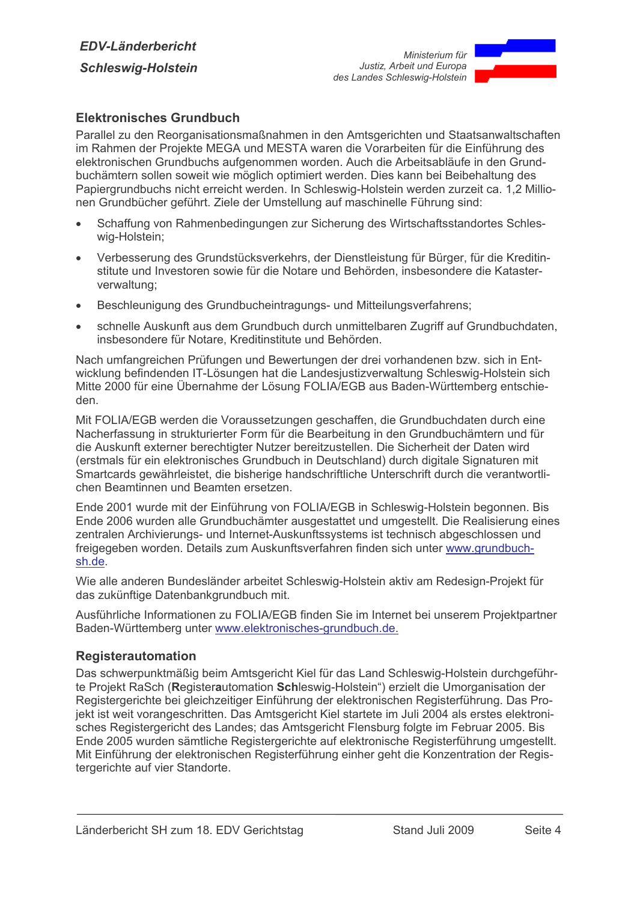## Elektronisches Grundbuch

Parallel zu den Reorganisationsmaßnahmen in den Amtsgerichten und Staatsanwaltschaften im Rahmen der Projekte MEGA und MESTA waren die Vorarbeiten für die Einführung des elektronischen Grundbuchs aufgenommen worden. Auch die Arbeitsabläufe in den Grundbuchämtern sollen soweit wie möglich optimiert werden. Dies kann bei Beibehaltung des Papiergrundbuchs nicht erreicht werden. In Schleswig-Holstein werden zurzeit ca. 1,2 Millionen Grundbücher geführt. Ziele der Umstellung auf maschinelle Führung sind:

- Schaffung von Rahmenbedingungen zur Sicherung des Wirtschaftsstandortes Schleswig-Holstein;
- Verbesserung des Grundstücksverkehrs, der Dienstleistung für Bürger, für die Kreditinstitute und Investoren sowie für die Notare und Behörden, insbesondere die Katasterverwaltung;
- Beschleunigung des Grundbucheintragungs- und Mitteilungsverfahrens;
- schnelle Auskunft aus dem Grundbuch durch unmittelbaren Zugriff auf Grundbuchdaten, insbesondere für Notare, Kreditinstitute und Behörden.

Nach umfangreichen Prüfungen und Bewertungen der drei vorhandenen bzw. sich in Entwicklung befindenden IT-Lösungen hat die Landesjustizverwaltung Schleswig-Holstein sich Mitte 2000 für eine Übernahme der Lösung FOLIA/EGB aus Baden-Württemberg entschieden.

Mit FOLIA/EGB werden die Voraussetzungen geschaffen, die Grundbuchdaten durch eine Nacherfassung in strukturierter Form für die Bearbeitung in den Grundbuchämtern und für die Auskunft externer berechtigter Nutzer bereitzustellen. Die Sicherheit der Daten wird (erstmals für ein elektronisches Grundbuch in Deutschland) durch digitale Signaturen mit Smartcards gewährleistet, die bisherige handschriftliche Unterschrift durch die verantwortlichen Beamtinnen und Beamten ersetzen.

Ende 2001 wurde mit der Einführung von FOLIA/EGB in Schleswig-Holstein begonnen. Bis Ende 2006 wurden alle Grundbuchämter ausgestattet und umgestellt. Die Realisierung eines zentralen Archivierungs- und Internet-Auskunftssystems ist technisch abgeschlossen und freigegeben worden. Details zum Auskunftsverfahren finden sich unter www.grundbuch-sh.de.

Wie alle anderen Bundesländer arbeitet Schleswig-Holstein aktiv am Redesign-Projekt für das zukünftige Datenbankgrundbuch mit.

Ausführliche Informationen zu FOLIA/EGB finden Sie im Internet bei unserem Projektpartner Baden-Württemberg unter www.elektronisches-grundbuch.de.

## Registerautomation

Das schwerpunktmäßig beim Amtsgericht Kiel für das Land Schleswig-Holstein durchgeführte Projekt RaSch (**R**egister**a**utomation **Sch**leswig-Holstein“) erzielt die Umorganisation der Registergerichte bei gleichzeitiger Einführung der elektronischen Registerführung. Das Projekt ist weit vorangeschritten. Das Amtsgericht Kiel startete im Juli 2004 als erstes elektronisches Registergericht des Landes; das Amtsgericht Flensburg folgte im Februar 2005. Bis Ende 2005 wurden sämtliche Registergerichte auf elektronische Registerführung umgestellt. Mit Einführung der elektronischen Registerführung einher geht die Konzentration der Registergerichte auf vier Standorte.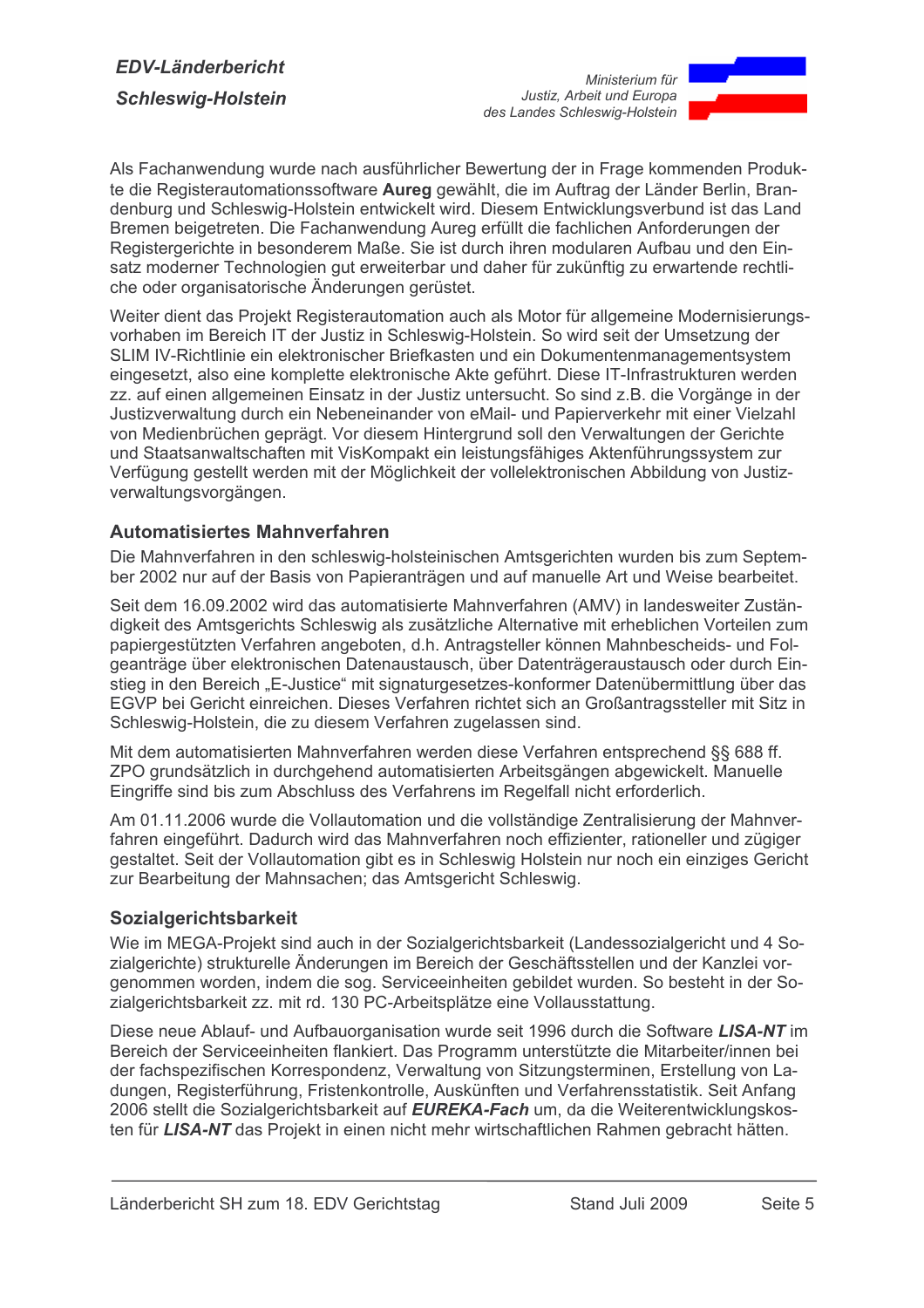Als Fachanwendung wurde nach ausführlicher Bewertung der in Frage kommenden Produkte die Registerautomationssoftware **Aureg** gewählt, die im Auftrag der Länder Berlin, Brandenburg und Schleswig-Holstein entwickelt wird. Diesem Entwicklungsverbund ist das Land Bremen beigetreten. Die Fachanwendung Aureg erfüllt die fachlichen Anforderungen der Registergerichte in besonderem Maße. Sie ist durch ihren modularen Aufbau und den Einsatz moderner Technologien gut erweiterbar und daher für zukünftig zu erwartende rechtliche oder organisatorische Änderungen gerüstet.

Weiter dient das Projekt Registerautomation auch als Motor für allgemeine Modernisierungsvorhaben im Bereich IT der Justiz in Schleswig-Holstein. So wird seit der Umsetzung der SLIM IV-Richtlinie ein elektronischer Briefkasten und ein Dokumentenmanagementsystem eingesetzt, also eine komplette elektronische Akte geführt. Diese IT-Infrastrukturen werden zz. auf einen allgemeinen Einsatz in der Justiz untersucht. So sind z.B. die Vorgänge in der Justizverwaltung durch ein Nebeneinander von eMail- und Papierverkehr mit einer Vielzahl von Medienbrüchen geprägt. Vor diesem Hintergrund soll den Verwaltungen der Gerichte und Staatsanwaltschaften mit VisKompakt ein leistungsfähiges Aktenführungssystem zur Verfügung gestellt werden mit der Möglichkeit der vollelektronischen Abbildung von Justizverwaltungsvorgängen.

### Automatisiertes Mahnverfahren

Die Mahnverfahren in den schleswig-holsteinischen Amtsgerichten wurden bis zum September 2002 nur auf der Basis von Papieranträgen und auf manuelle Art und Weise bearbeitet.

Seit dem 16.09.2002 wird das automatisierte Mahnverfahren (AMV) in landesweiter Zuständigkeit des Amtsgerichts Schleswig als zusätzliche Alternative mit erheblichen Vorteilen zum papiergestützten Verfahren angeboten, d.h. Antragsteller können Mahnbescheids- und Folgeanträge über elektronischen Datenaustausch, über Datenträgeraustausch oder durch Einstieg in den Bereich „E-Justice" mit signaturgesetzes-konformer Datenübermittlung über das EGVP bei Gericht einreichen. Dieses Verfahren richtet sich an Großantragssteller mit Sitz in Schleswig-Holstein, die zu diesem Verfahren zugelassen sind.

Mit dem automatisierten Mahnverfahren werden diese Verfahren entsprechend §§ 688 ff. ZPO grundsätzlich in durchgehend automatisierten Arbeitsgängen abgewickelt. Manuelle Eingriffe sind bis zum Abschluss des Verfahrens im Regelfall nicht erforderlich.

Am 01.11.2006 wurde die Vollautomation und die vollständige Zentralisierung der Mahnverfahren eingeführt. Dadurch wird das Mahnverfahren noch effizienter, rationeller und zügiger gestaltet. Seit der Vollautomation gibt es in Schleswig Holstein nur noch ein einziges Gericht zur Bearbeitung der Mahnsachen; das Amtsgericht Schleswig.

### Sozialgerichtsbarkeit

Wie im MEGA-Projekt sind auch in der Sozialgerichtsbarkeit (Landessozialgericht und 4 Sozialgerichte) strukturelle Änderungen im Bereich der Geschäftsstellen und der Kanzlei vorgenommen worden, indem die sog. Serviceeinheiten gebildet wurden. So besteht in der Sozialgerichtsbarkeit zz. mit rd. 130 PC-Arbeitsplätze eine Vollausstattung.

Diese neue Ablauf- und Aufbauorganisation wurde seit 1996 durch die Software ***LISA-NT*** im Bereich der Serviceeinheiten flankiert. Das Programm unterstützte die Mitarbeiter/innen bei der fachspezifischen Korrespondenz, Verwaltung von Sitzungsterminen, Erstellung von Ladungen, Registerführung, Fristenkontrolle, Auskünften und Verfahrensstatistik. Seit Anfang 2006 stellt die Sozialgerichtsbarkeit auf ***EUREKA-Fach*** um, da die Weiterentwicklungskosten für ***LISA-NT*** das Projekt in einen nicht mehr wirtschaftlichen Rahmen gebracht hätten.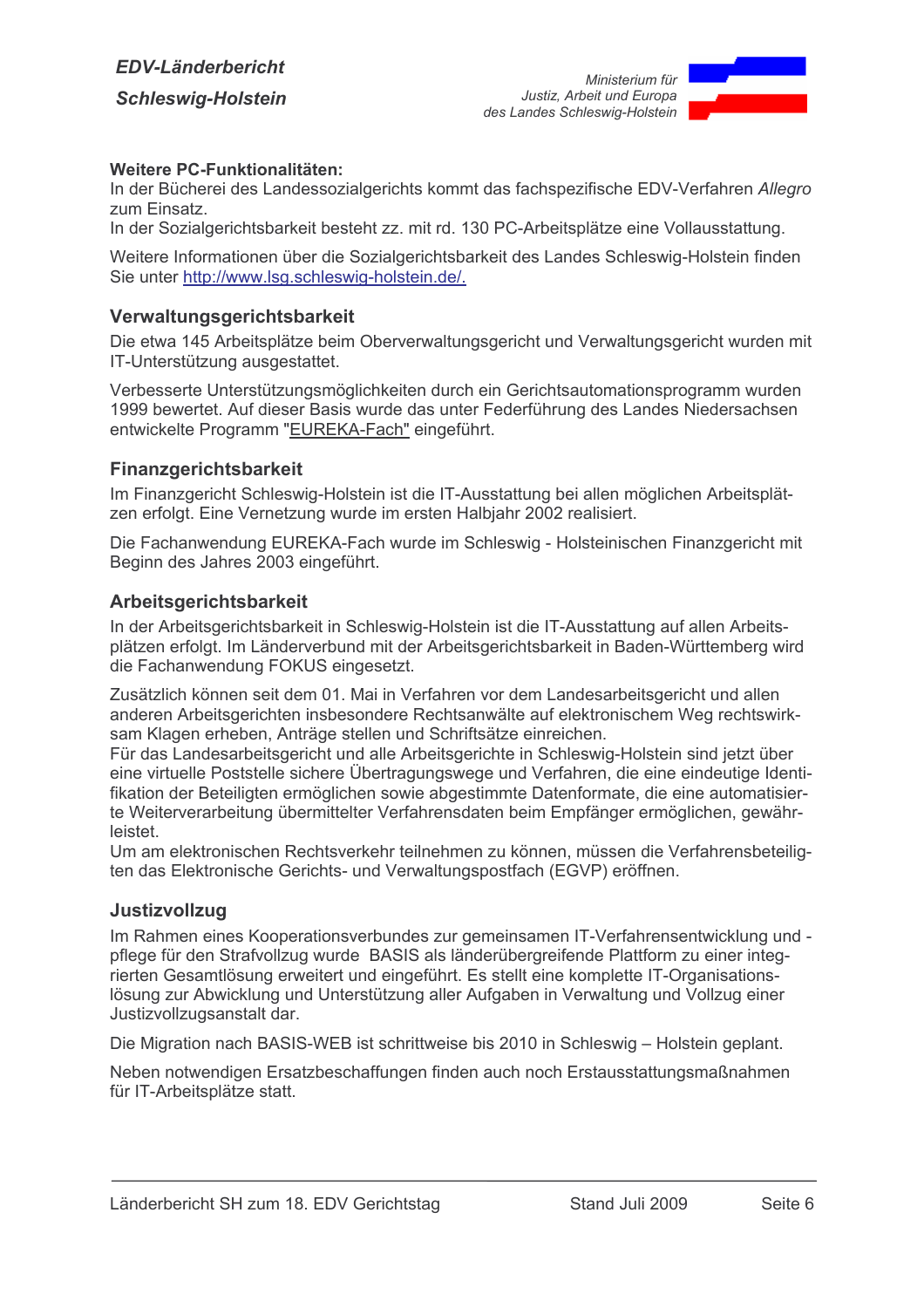**Weitere PC-Funktionalitäten:**
In der Bücherei des Landessozialgerichts kommt das fachspezifische EDV-Verfahren *Allegro* zum Einsatz.
In der Sozialgerichtsbarkeit besteht zz. mit rd. 130 PC-Arbeitsplätze eine Vollausstattung.

Weitere Informationen über die Sozialgerichtsbarkeit des Landes Schleswig-Holstein finden Sie unter http://www.lsg.schleswig-holstein.de/.

## Verwaltungsgerichtsbarkeit

Die etwa 145 Arbeitsplätze beim Oberverwaltungsgericht und Verwaltungsgericht wurden mit IT-Unterstützung ausgestattet.

Verbesserte Unterstützungsmöglichkeiten durch ein Gerichtsautomationsprogramm wurden 1999 bewertet. Auf dieser Basis wurde das unter Federführung des Landes Niedersachsen entwickelte Programm "EUREKA-Fach" eingeführt.

## Finanzgerichtsbarkeit

Im Finanzgericht Schleswig-Holstein ist die IT-Ausstattung bei allen möglichen Arbeitsplätzen erfolgt. Eine Vernetzung wurde im ersten Halbjahr 2002 realisiert.

Die Fachanwendung EUREKA-Fach wurde im Schleswig - Holsteinischen Finanzgericht mit Beginn des Jahres 2003 eingeführt.

## Arbeitsgerichtsbarkeit

In der Arbeitsgerichtsbarkeit in Schleswig-Holstein ist die IT-Ausstattung auf allen Arbeitsplätzen erfolgt. Im Länderverbund mit der Arbeitsgerichtsbarkeit in Baden-Württemberg wird die Fachanwendung FOKUS eingesetzt.

Zusätzlich können seit dem 01. Mai in Verfahren vor dem Landesarbeitsgericht und allen anderen Arbeitsgerichten insbesondere Rechtsanwälte auf elektronischem Weg rechtswirksam Klagen erheben, Anträge stellen und Schriftsätze einreichen.
Für das Landesarbeitsgericht und alle Arbeitsgerichte in Schleswig-Holstein sind jetzt über eine virtuelle Poststelle sichere Übertragungswege und Verfahren, die eine eindeutige Identifikation der Beteiligten ermöglichen sowie abgestimmte Datenformate, die eine automatisierte Weiterverarbeitung übermittelter Verfahrensdaten beim Empfänger ermöglichen, gewährleistet.
Um am elektronischen Rechtsverkehr teilnehmen zu können, müssen die Verfahrensbeteiligten das Elektronische Gerichts- und Verwaltungspostfach (EGVP) eröffnen.

## Justizvollzug

Im Rahmen eines Kooperationsverbundes zur gemeinsamen IT-Verfahrensentwicklung und -pflege für den Strafvollzug wurde BASIS als länderübergreifende Plattform zu einer integrierten Gesamtlösung erweitert und eingeführt. Es stellt eine komplette IT-Organisationslösung zur Abwicklung und Unterstützung aller Aufgaben in Verwaltung und Vollzug einer Justizvollzugsanstalt dar.

Die Migration nach BASIS-WEB ist schrittweise bis 2010 in Schleswig – Holstein geplant.

Neben notwendigen Ersatzbeschaffungen finden auch noch Erstausstattungsmaßnahmen für IT-Arbeitsplätze statt.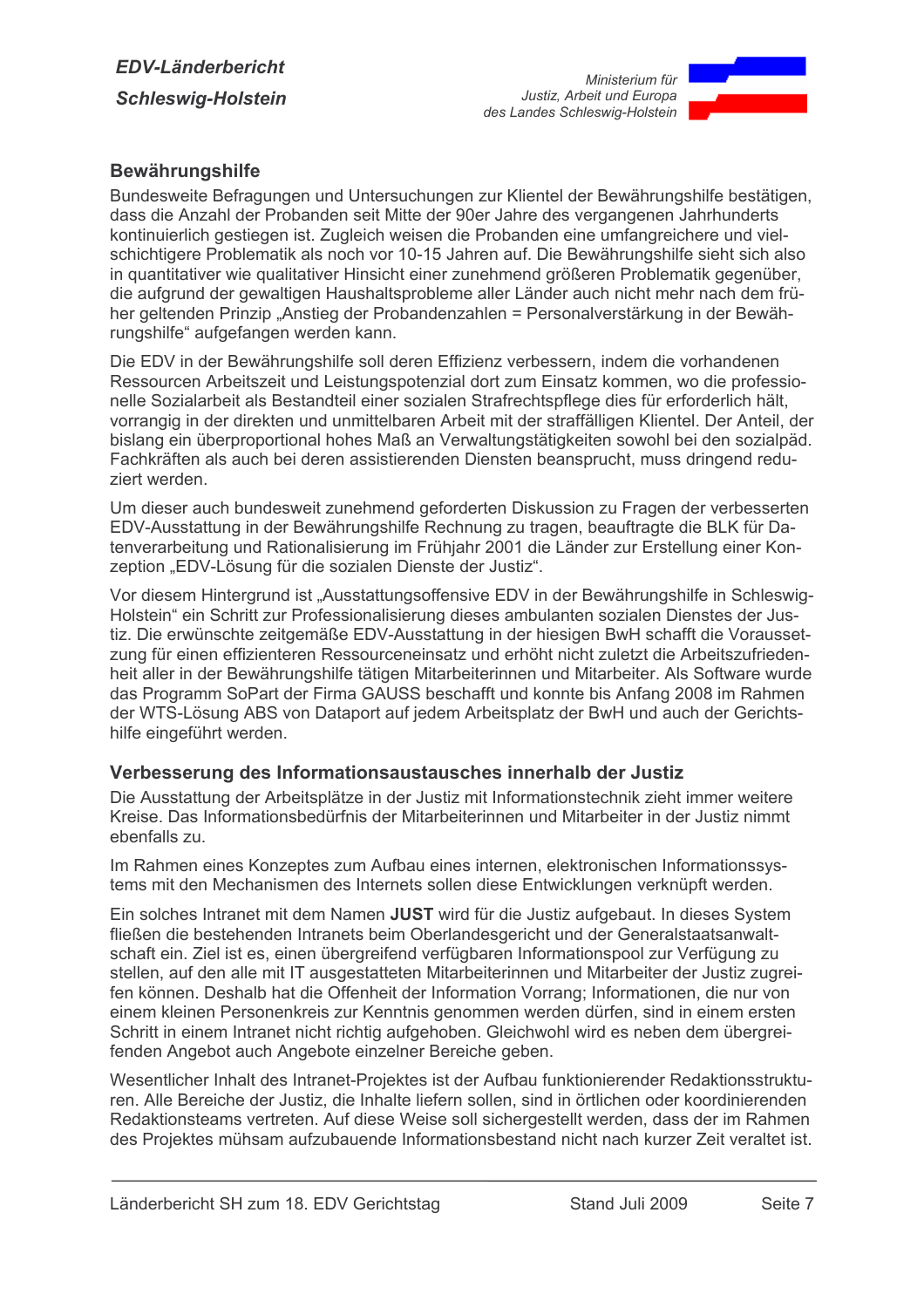## Bewährungshilfe

Bundesweite Befragungen und Untersuchungen zur Klientel der Bewährungshilfe bestätigen, dass die Anzahl der Probanden seit Mitte der 90er Jahre des vergangenen Jahrhunderts kontinuierlich gestiegen ist. Zugleich weisen die Probanden eine umfangreichere und vielschichtigere Problematik als noch vor 10-15 Jahren auf. Die Bewährungshilfe sieht sich also in quantitativer wie qualitativer Hinsicht einer zunehmend größeren Problematik gegenüber, die aufgrund der gewaltigen Haushaltsprobleme aller Länder auch nicht mehr nach dem früher geltenden Prinzip „Anstieg der Probandenzahlen = Personalverstärkung in der Bewährungshilfe“ aufgefangen werden kann.

Die EDV in der Bewährungshilfe soll deren Effizienz verbessern, indem die vorhandenen Ressourcen Arbeitszeit und Leistungspotenzial dort zum Einsatz kommen, wo die professionelle Sozialarbeit als Bestandteil einer sozialen Strafrechtspflege dies für erforderlich hält, vorrangig in der direkten und unmittelbaren Arbeit mit der straffälligen Klientel. Der Anteil, der bislang ein überproportional hohes Maß an Verwaltungstätigkeiten sowohl bei den sozialpäd. Fachkräften als auch bei deren assistierenden Diensten beansprucht, muss dringend reduziert werden.

Um dieser auch bundesweit zunehmend geforderten Diskussion zu Fragen der verbesserten EDV-Ausstattung in der Bewährungshilfe Rechnung zu tragen, beauftragte die BLK für Datenverarbeitung und Rationalisierung im Frühjahr 2001 die Länder zur Erstellung einer Konzeption „EDV-Lösung für die sozialen Dienste der Justiz“.

Vor diesem Hintergrund ist „Ausstattungsoffensive EDV in der Bewährungshilfe in Schleswig-Holstein“ ein Schritt zur Professionalisierung dieses ambulanten sozialen Dienstes der Justiz. Die erwünschte zeitgemäße EDV-Ausstattung in der hiesigen BwH schafft die Voraussetzung für einen effizienteren Ressourceneinsatz und erhöht nicht zuletzt die Arbeitszufriedenheit aller in der Bewährungshilfe tätigen Mitarbeiterinnen und Mitarbeiter. Als Software wurde das Programm SoPart der Firma GAUSS beschafft und konnte bis Anfang 2008 im Rahmen der WTS-Lösung ABS von Dataport auf jedem Arbeitsplatz der BwH und auch der Gerichtshilfe eingeführt werden.

## Verbesserung des Informationsaustausches innerhalb der Justiz

Die Ausstattung der Arbeitsplätze in der Justiz mit Informationstechnik zieht immer weitere Kreise. Das Informationsbedürfnis der Mitarbeiterinnen und Mitarbeiter in der Justiz nimmt ebenfalls zu.

Im Rahmen eines Konzeptes zum Aufbau eines internen, elektronischen Informationssystems mit den Mechanismen des Internets sollen diese Entwicklungen verknüpft werden.

Ein solches Intranet mit dem Namen **JUST** wird für die Justiz aufgebaut. In dieses System fließen die bestehenden Intranets beim Oberlandesgericht und der Generalstaatsanwaltschaft ein. Ziel ist es, einen übergreifend verfügbaren Informationspool zur Verfügung zu stellen, auf den alle mit IT ausgestatteten Mitarbeiterinnen und Mitarbeiter der Justiz zugreifen können. Deshalb hat die Offenheit der Information Vorrang; Informationen, die nur von einem kleinen Personenkreis zur Kenntnis genommen werden dürfen, sind in einem ersten Schritt in einem Intranet nicht richtig aufgehoben. Gleichwohl wird es neben dem übergreifenden Angebot auch Angebote einzelner Bereiche geben.

Wesentlicher Inhalt des Intranet-Projektes ist der Aufbau funktionierender Redaktionsstrukturen. Alle Bereiche der Justiz, die Inhalte liefern sollen, sind in örtlichen oder koordinierenden Redaktionsteams vertreten. Auf diese Weise soll sichergestellt werden, dass der im Rahmen des Projektes mühsam aufzubauende Informationsbestand nicht nach kurzer Zeit veraltet ist.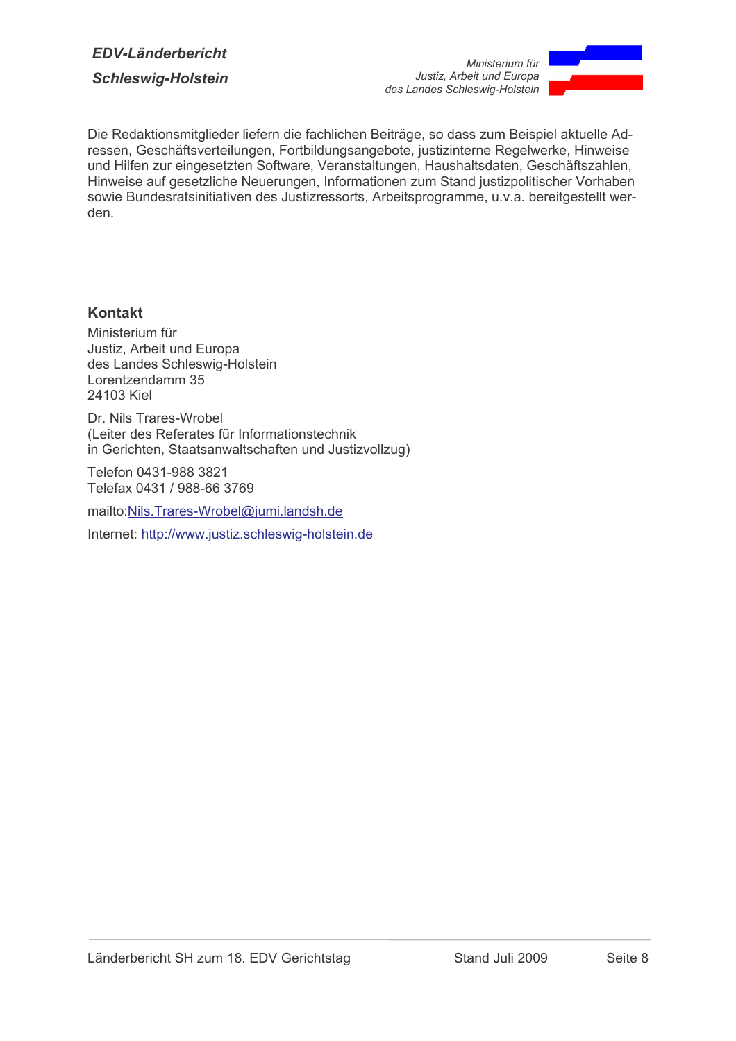Die Redaktionsmitglieder liefern die fachlichen Beiträge, so dass zum Beispiel aktuelle Adressen, Geschäftsverteilungen, Fortbildungsangebote, justizinterne Regelwerke, Hinweise und Hilfen zur eingesetzten Software, Veranstaltungen, Haushaltsdaten, Geschäftszahlen, Hinweise auf gesetzliche Neuerungen, Informationen zum Stand justizpolitischer Vorhaben sowie Bundesratsinitiativen des Justizressorts, Arbeitsprogramme, u.v.a. bereitgestellt werden.

**Kontakt**

Ministerium für
Justiz, Arbeit und Europa
des Landes Schleswig-Holstein
Lorentzendamm 35
24103 Kiel

Dr. Nils Trares-Wrobel
(Leiter des Referates für Informationstechnik
in Gerichten, Staatsanwaltschaften und Justizvollzug)

Telefon 0431-988 3821
Telefax 0431 / 988-66 3769

mailto:Nils.Trares-Wrobel@jumi.landsh.de

Internet: http://www.justiz.schleswig-holstein.de